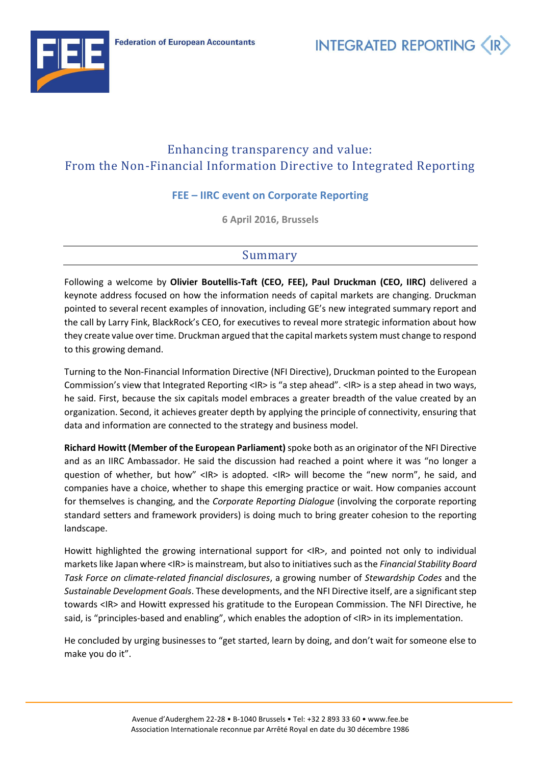Federation of European Accountants

INTEGRATED REPORTING <IR>

# Enhancing transparency and value: From the Non-Financial Information Directive to Integrated Reporting

### FEE – IIRC event on Corporate Reporting

6 April 2016, Brussels

## Summary

Following a welcome by **Olivier Boutellis-Taft (CEO, FEE), Paul Druckman (CEO, IIRC)** delivered a keynote address focused on how the information needs of capital markets are changing. Druckman pointed to several recent examples of innovation, including GE's new integrated summary report and the call by Larry Fink, BlackRock's CEO, for executives to reveal more strategic information about how they create value over time. Druckman argued that the capital markets system must change to respond to this growing demand.

Turning to the Non-Financial Information Directive (NFI Directive), Druckman pointed to the European Commission's view that Integrated Reporting <IR> is "a step ahead". <IR> is a step ahead in two ways, he said. First, because the six capitals model embraces a greater breadth of the value created by an organization. Second, it achieves greater depth by applying the principle of connectivity, ensuring that data and information are connected to the strategy and business model.

**Richard Howitt (Member of the European Parliament)** spoke both as an originator of the NFI Directive and as an IIRC Ambassador. He said the discussion had reached a point where it was "no longer a question of whether, but how" <IR> is adopted. <IR> will become the "new norm", he said, and companies have a choice, whether to shape this emerging practice or wait. How companies account for themselves is changing, and the *Corporate Reporting Dialogue* (involving the corporate reporting standard setters and framework providers) is doing much to bring greater cohesion to the reporting landscape.

Howitt highlighted the growing international support for <IR>, and pointed not only to individual markets like Japan where <IR> is mainstream, but also to initiatives such as the *Financial Stability Board Task Force on climate-related financial disclosures*, a growing number of *Stewardship Codes* and the *Sustainable Development Goals*. These developments, and the NFI Directive itself, are a significant step towards <IR> and Howitt expressed his gratitude to the European Commission. The NFI Directive, he said, is "principles-based and enabling", which enables the adoption of <IR> in its implementation.

He concluded by urging businesses to "get started, learn by doing, and don't wait for someone else to make you do it".

Avenue d'Auderghem 22-28 • B-1040 Brussels • Tel: +32 2 893 33 60 • www.fee.be
Association Internationale reconnue par Arrêté Royal en date du 30 décembre 1986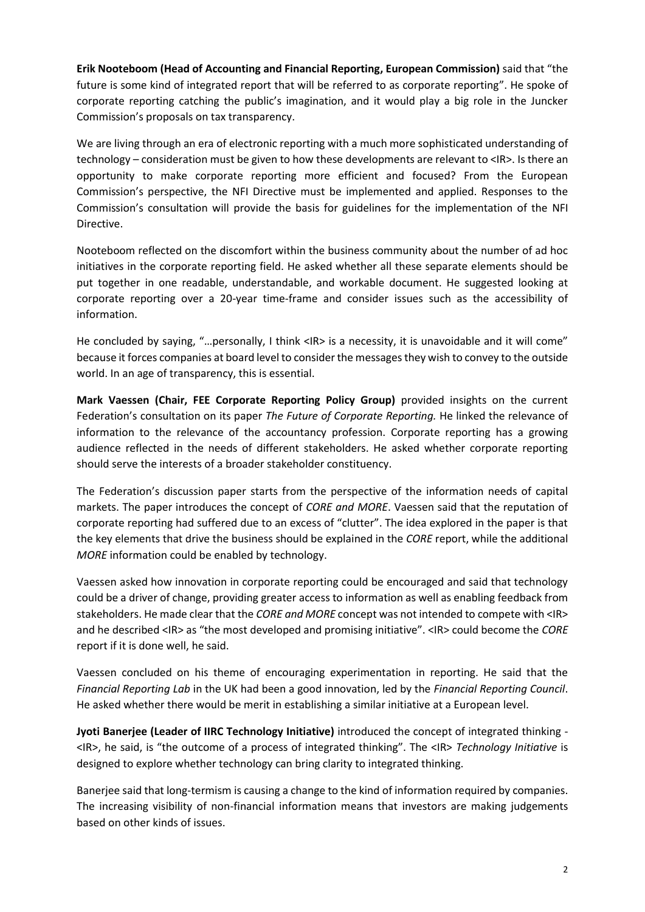**Erik Nooteboom (Head of Accounting and Financial Reporting, European Commission)** said that "the future is some kind of integrated report that will be referred to as corporate reporting". He spoke of corporate reporting catching the public's imagination, and it would play a big role in the Juncker Commission's proposals on tax transparency.

We are living through an era of electronic reporting with a much more sophisticated understanding of technology – consideration must be given to how these developments are relevant to <IR>. Is there an opportunity to make corporate reporting more efficient and focused? From the European Commission's perspective, the NFI Directive must be implemented and applied. Responses to the Commission's consultation will provide the basis for guidelines for the implementation of the NFI Directive.

Nooteboom reflected on the discomfort within the business community about the number of ad hoc initiatives in the corporate reporting field. He asked whether all these separate elements should be put together in one readable, understandable, and workable document. He suggested looking at corporate reporting over a 20-year time-frame and consider issues such as the accessibility of information.

He concluded by saying, "…personally, I think <IR> is a necessity, it is unavoidable and it will come" because it forces companies at board level to consider the messages they wish to convey to the outside world. In an age of transparency, this is essential.

**Mark Vaessen (Chair, FEE Corporate Reporting Policy Group)** provided insights on the current Federation's consultation on its paper *The Future of Corporate Reporting.* He linked the relevance of information to the relevance of the accountancy profession. Corporate reporting has a growing audience reflected in the needs of different stakeholders. He asked whether corporate reporting should serve the interests of a broader stakeholder constituency.

The Federation's discussion paper starts from the perspective of the information needs of capital markets. The paper introduces the concept of *CORE and MORE*. Vaessen said that the reputation of corporate reporting had suffered due to an excess of "clutter". The idea explored in the paper is that the key elements that drive the business should be explained in the *CORE* report, while the additional *MORE* information could be enabled by technology.

Vaessen asked how innovation in corporate reporting could be encouraged and said that technology could be a driver of change, providing greater access to information as well as enabling feedback from stakeholders. He made clear that the *CORE and MORE* concept was not intended to compete with <IR> and he described <IR> as "the most developed and promising initiative". <IR> could become the *CORE* report if it is done well, he said.

Vaessen concluded on his theme of encouraging experimentation in reporting. He said that the *Financial Reporting Lab* in the UK had been a good innovation, led by the *Financial Reporting Council*. He asked whether there would be merit in establishing a similar initiative at a European level.

**Jyoti Banerjee (Leader of IIRC Technology Initiative)** introduced the concept of integrated thinking - <IR>, he said, is "the outcome of a process of integrated thinking". The <IR> *Technology Initiative* is designed to explore whether technology can bring clarity to integrated thinking.

Banerjee said that long-termism is causing a change to the kind of information required by companies. The increasing visibility of non-financial information means that investors are making judgements based on other kinds of issues.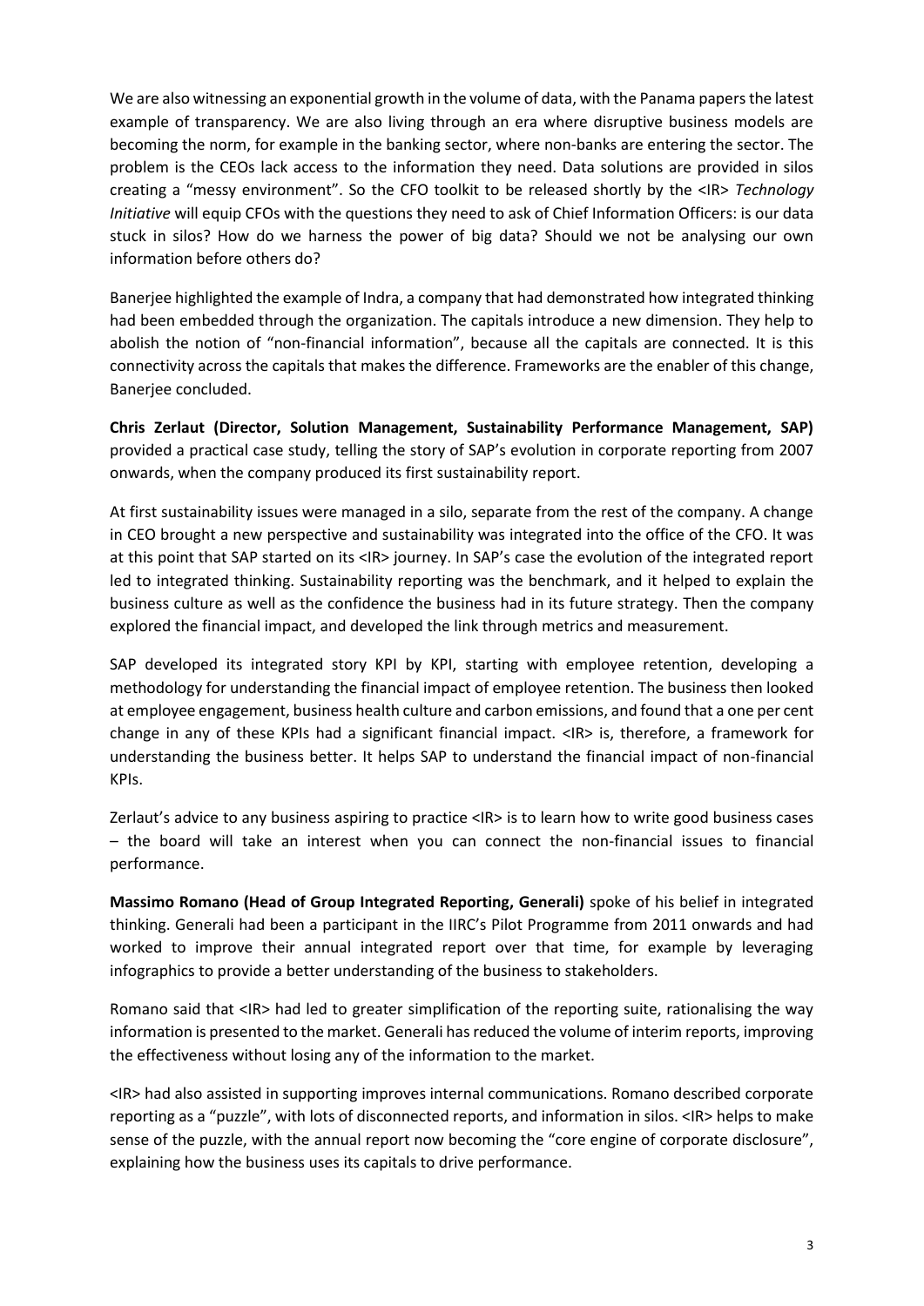We are also witnessing an exponential growth in the volume of data, with the Panama papers the latest example of transparency. We are also living through an era where disruptive business models are becoming the norm, for example in the banking sector, where non-banks are entering the sector. The problem is the CEOs lack access to the information they need. Data solutions are provided in silos creating a "messy environment". So the CFO toolkit to be released shortly by the <IR> *Technology Initiative* will equip CFOs with the questions they need to ask of Chief Information Officers: is our data stuck in silos? How do we harness the power of big data? Should we not be analysing our own information before others do?

Banerjee highlighted the example of Indra, a company that had demonstrated how integrated thinking had been embedded through the organization. The capitals introduce a new dimension. They help to abolish the notion of "non-financial information", because all the capitals are connected. It is this connectivity across the capitals that makes the difference. Frameworks are the enabler of this change, Banerjee concluded.

**Chris Zerlaut (Director, Solution Management, Sustainability Performance Management, SAP)** provided a practical case study, telling the story of SAP's evolution in corporate reporting from 2007 onwards, when the company produced its first sustainability report.

At first sustainability issues were managed in a silo, separate from the rest of the company. A change in CEO brought a new perspective and sustainability was integrated into the office of the CFO. It was at this point that SAP started on its <IR> journey. In SAP's case the evolution of the integrated report led to integrated thinking. Sustainability reporting was the benchmark, and it helped to explain the business culture as well as the confidence the business had in its future strategy. Then the company explored the financial impact, and developed the link through metrics and measurement.

SAP developed its integrated story KPI by KPI, starting with employee retention, developing a methodology for understanding the financial impact of employee retention. The business then looked at employee engagement, business health culture and carbon emissions, and found that a one per cent change in any of these KPIs had a significant financial impact. <IR> is, therefore, a framework for understanding the business better. It helps SAP to understand the financial impact of non-financial KPIs.

Zerlaut's advice to any business aspiring to practice <IR> is to learn how to write good business cases – the board will take an interest when you can connect the non-financial issues to financial performance.

**Massimo Romano (Head of Group Integrated Reporting, Generali)** spoke of his belief in integrated thinking. Generali had been a participant in the IIRC's Pilot Programme from 2011 onwards and had worked to improve their annual integrated report over that time, for example by leveraging infographics to provide a better understanding of the business to stakeholders.

Romano said that <IR> had led to greater simplification of the reporting suite, rationalising the way information is presented to the market. Generali has reduced the volume of interim reports, improving the effectiveness without losing any of the information to the market.

<IR> had also assisted in supporting improves internal communications. Romano described corporate reporting as a "puzzle", with lots of disconnected reports, and information in silos. <IR> helps to make sense of the puzzle, with the annual report now becoming the "core engine of corporate disclosure", explaining how the business uses its capitals to drive performance.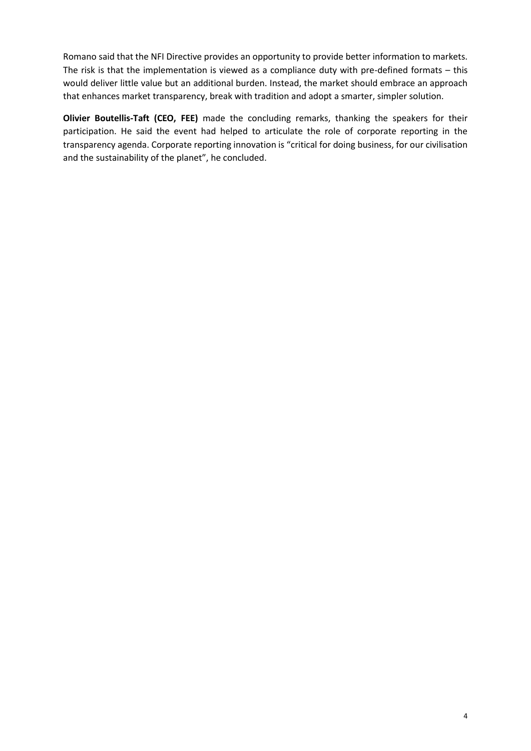Romano said that the NFI Directive provides an opportunity to provide better information to markets. The risk is that the implementation is viewed as a compliance duty with pre-defined formats – this would deliver little value but an additional burden. Instead, the market should embrace an approach that enhances market transparency, break with tradition and adopt a smarter, simpler solution.

**Olivier Boutellis-Taft (CEO, FEE)** made the concluding remarks, thanking the speakers for their participation. He said the event had helped to articulate the role of corporate reporting in the transparency agenda. Corporate reporting innovation is "critical for doing business, for our civilisation and the sustainability of the planet", he concluded.